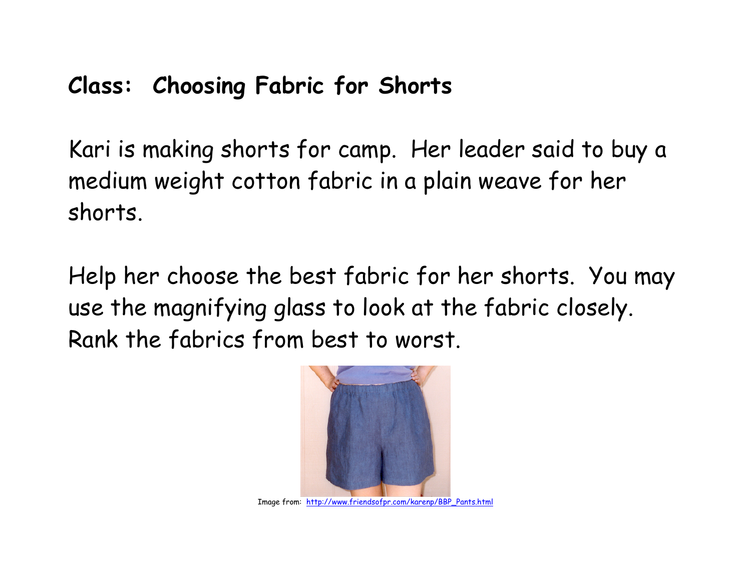## Class: Choosing Fabric for Shorts

Kari is making shorts for camp. Her leader said to buy a medium weight cotton fabric in a plain weave for her shorts.

Help her choose the best fabric for her shorts. You may use the magnifying glass to look at the fabric closely. Rank the fabrics from best to worst.

Image from: http://www.friendsofpr.com/karenp/BBP_Pants.html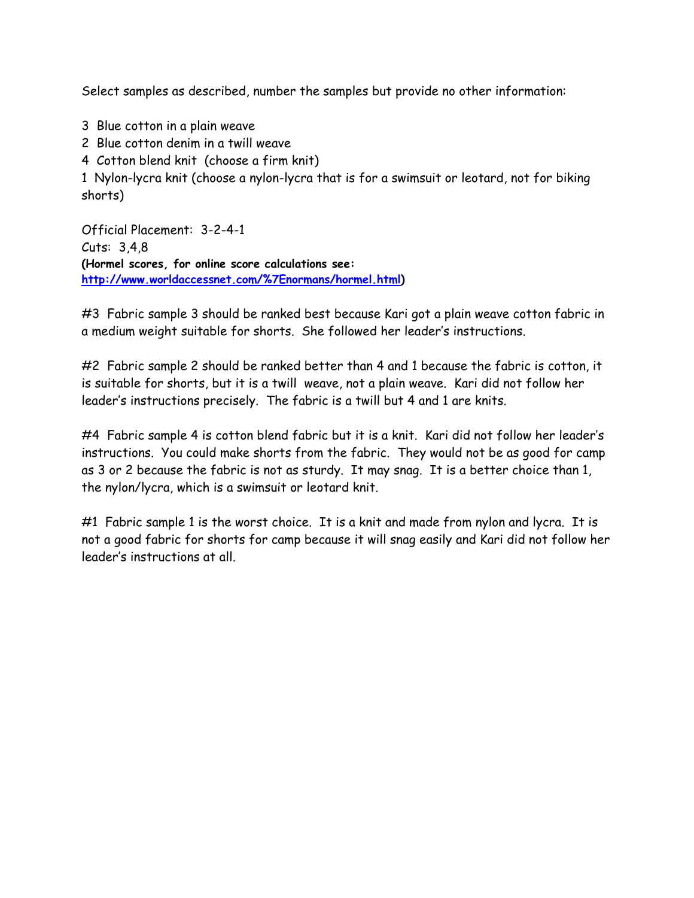Select samples as described, number the samples but provide no other information:

3 Blue cotton in a plain weave
2 Blue cotton denim in a twill weave
4 Cotton blend knit (choose a firm knit)
1 Nylon-lycra knit (choose a nylon-lycra that is for a swimsuit or leotard, not for biking shorts)

Official Placement: 3-2-4-1
Cuts: 3,4,8
**(Hormel scores, for online score calculations see: http://www.worldaccessnet.com/%7Enormans/hormel.html)**

#3 Fabric sample 3 should be ranked best because Kari got a plain weave cotton fabric in a medium weight suitable for shorts. She followed her leader's instructions.

#2 Fabric sample 2 should be ranked better than 4 and 1 because the fabric is cotton, it is suitable for shorts, but it is a twill weave, not a plain weave. Kari did not follow her leader's instructions precisely. The fabric is a twill but 4 and 1 are knits.

#4 Fabric sample 4 is cotton blend fabric but it is a knit. Kari did not follow her leader's instructions. You could make shorts from the fabric. They would not be as good for camp as 3 or 2 because the fabric is not as sturdy. It may snag. It is a better choice than 1, the nylon/lycra, which is a swimsuit or leotard knit.

#1 Fabric sample 1 is the worst choice. It is a knit and made from nylon and lycra. It is not a good fabric for shorts for camp because it will snag easily and Kari did not follow her leader's instructions at all.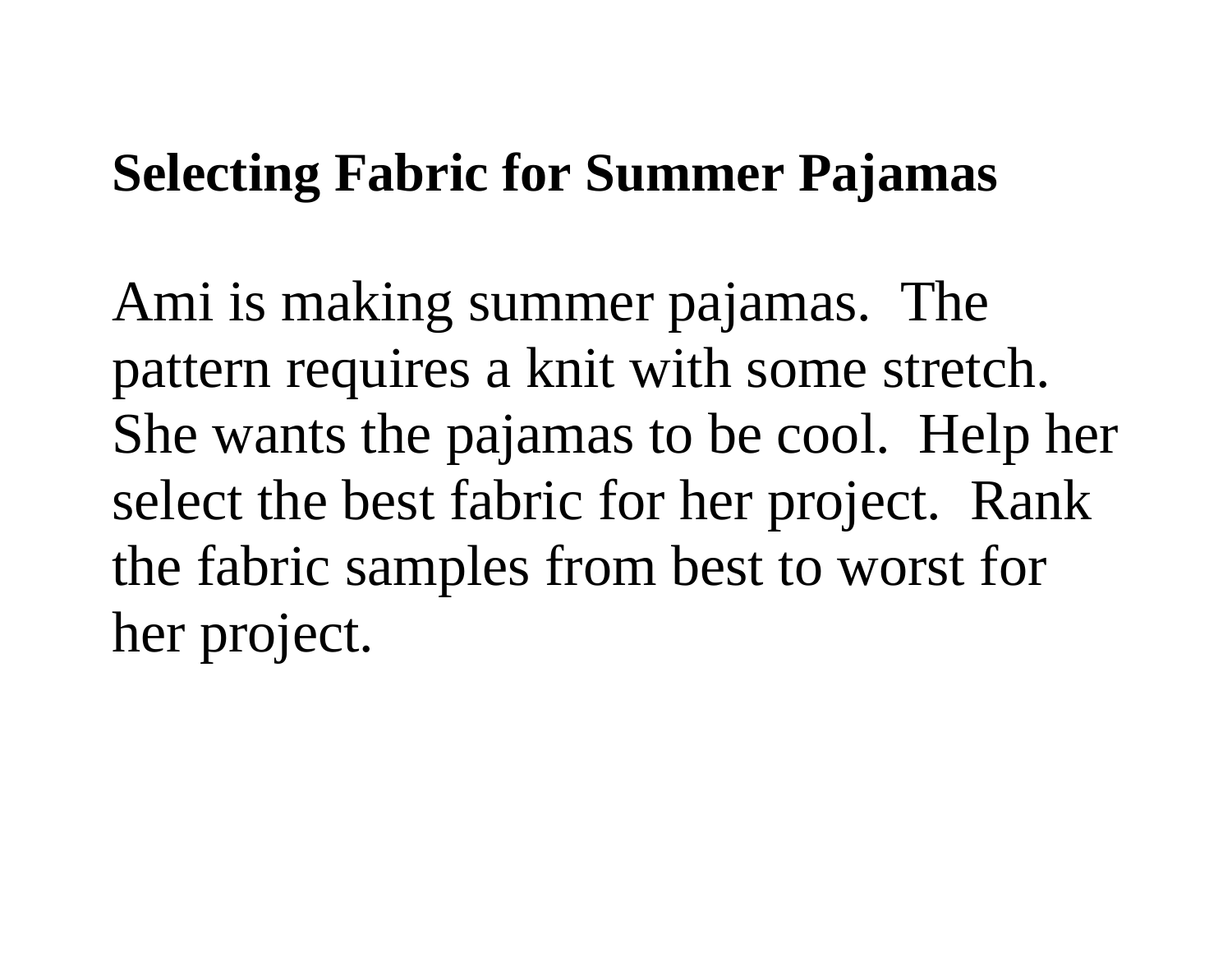## Selecting Fabric for Summer Pajamas

Ami is making summer pajamas. The pattern requires a knit with some stretch. She wants the pajamas to be cool. Help her select the best fabric for her project. Rank the fabric samples from best to worst for her project.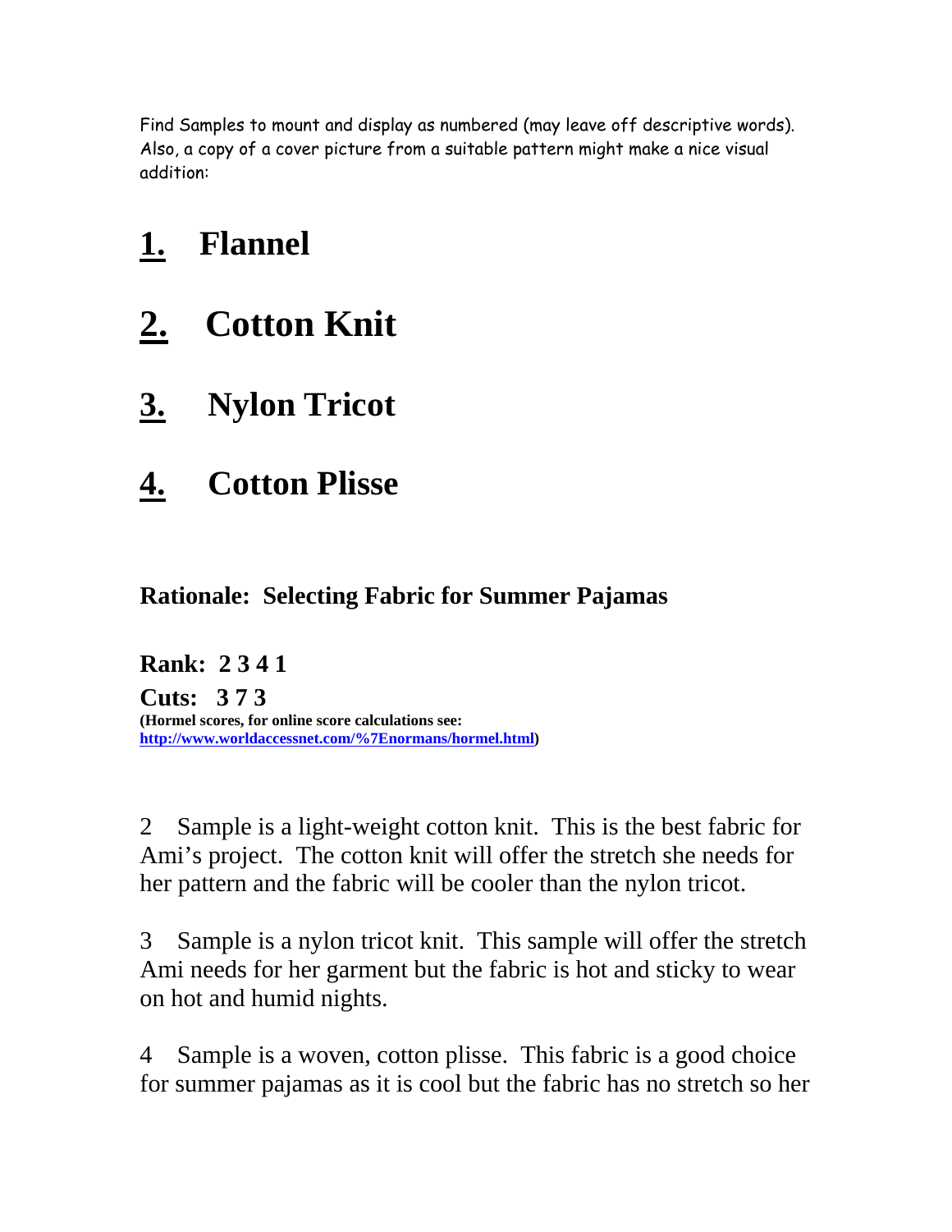Find Samples to mount and display as numbered (may leave off descriptive words). Also, a copy of a cover picture from a suitable pattern might make a nice visual addition:

# 1. Flannel

# 2. Cotton Knit

# 3. Nylon Tricot

# 4. Cotton Plisse

### Rationale: Selecting Fabric for Summer Pajamas

**Rank: 2 3 4 1**

**Cuts: 3 7 3**

**(Hormel scores, for online score calculations see: [http://www.worldaccessnet.com/%7Enormans/hormel.html](http://www.worldaccessnet.com/%7Enormans/hormel.html))**

2 Sample is a light-weight cotton knit. This is the best fabric for Ami's project. The cotton knit will offer the stretch she needs for her pattern and the fabric will be cooler than the nylon tricot.

3 Sample is a nylon tricot knit. This sample will offer the stretch Ami needs for her garment but the fabric is hot and sticky to wear on hot and humid nights.

4 Sample is a woven, cotton plisse. This fabric is a good choice for summer pajamas as it is cool but the fabric has no stretch so her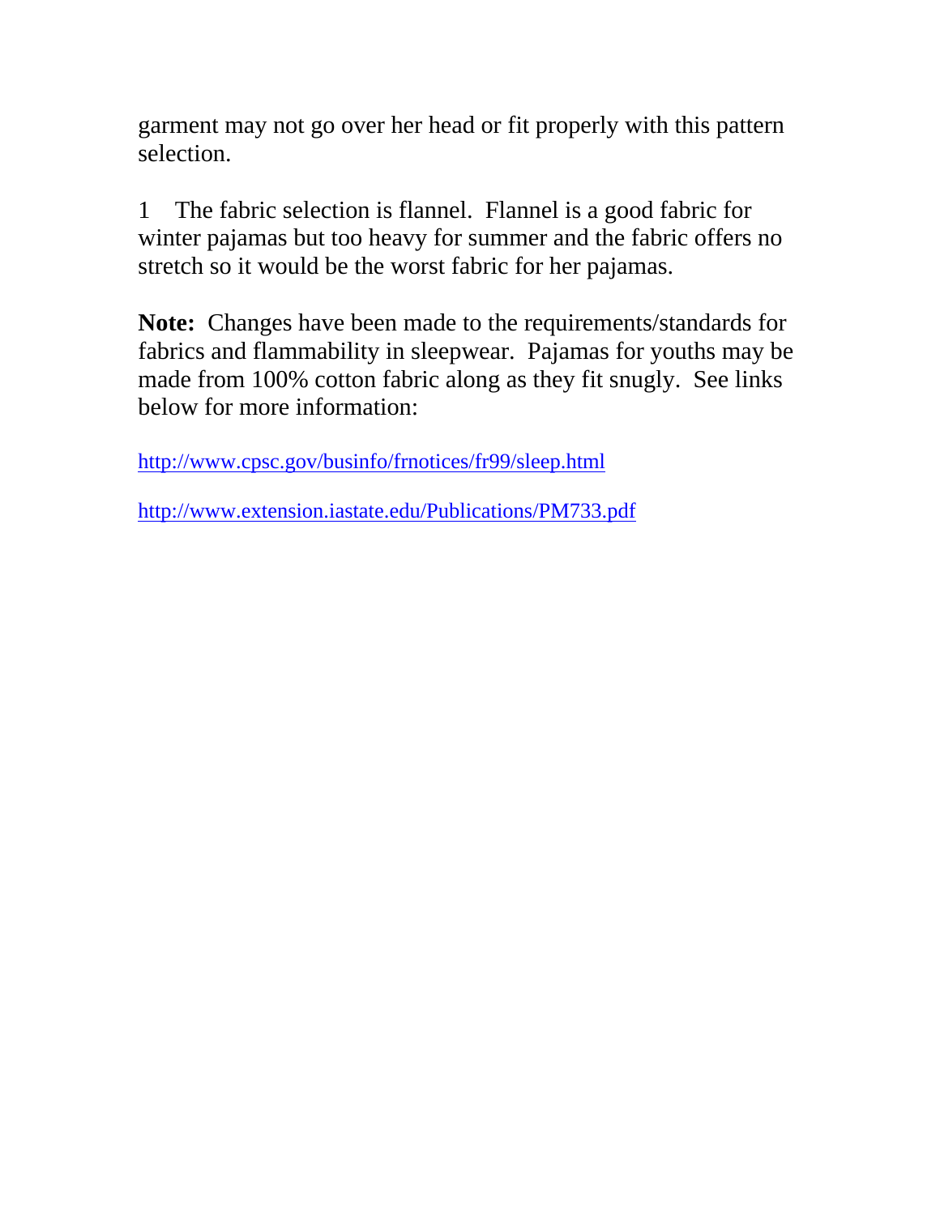garment may not go over her head or fit properly with this pattern selection.

1 The fabric selection is flannel. Flannel is a good fabric for winter pajamas but too heavy for summer and the fabric offers no stretch so it would be the worst fabric for her pajamas.

**Note:** Changes have been made to the requirements/standards for fabrics and flammability in sleepwear. Pajamas for youths may be made from 100% cotton fabric along as they fit snugly. See links below for more information:

http://www.cpsc.gov/businfo/frnotices/fr99/sleep.html

http://www.extension.iastate.edu/Publications/PM733.pdf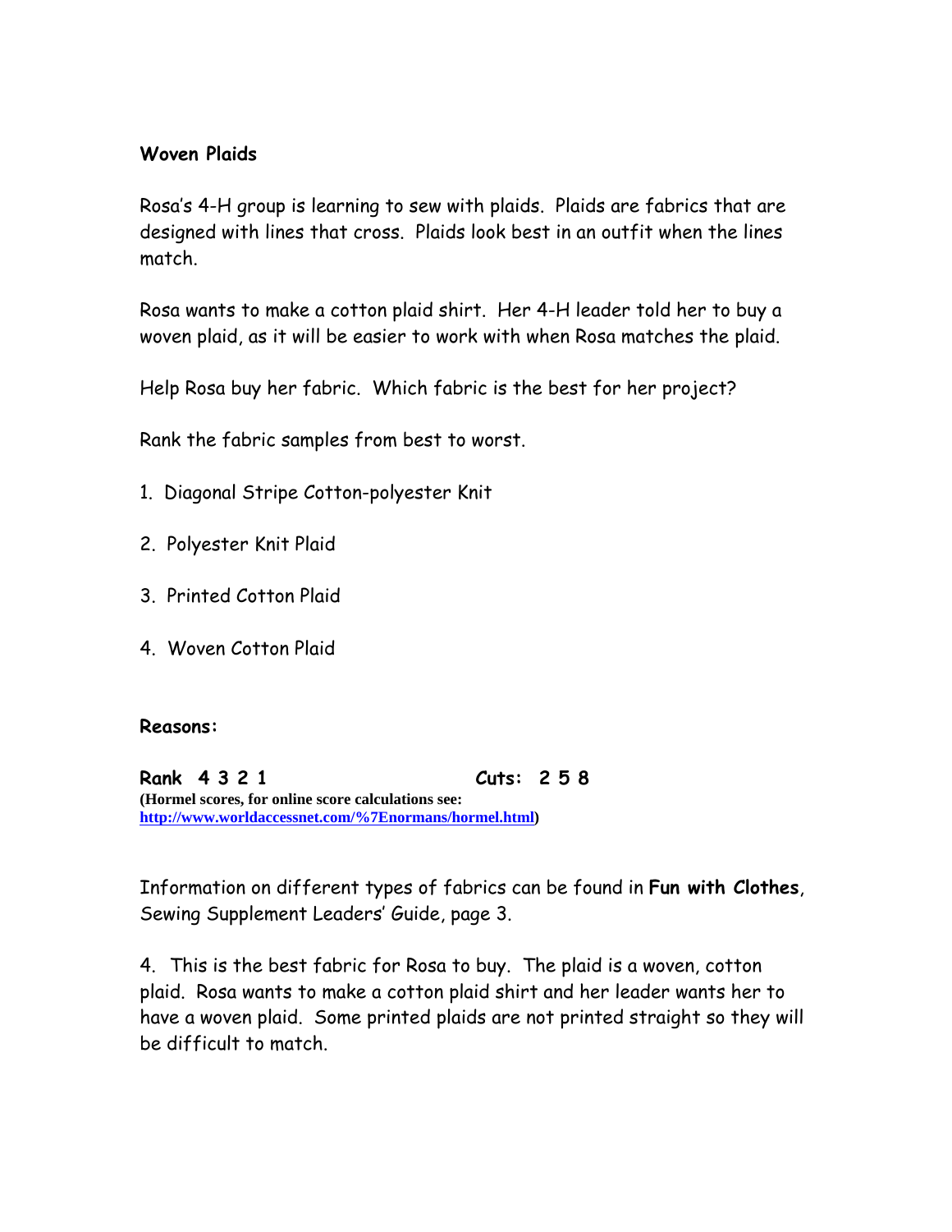**Woven Plaids**

Rosa's 4-H group is learning to sew with plaids. Plaids are fabrics that are designed with lines that cross. Plaids look best in an outfit when the lines match.

Rosa wants to make a cotton plaid shirt. Her 4-H leader told her to buy a woven plaid, as it will be easier to work with when Rosa matches the plaid.

Help Rosa buy her fabric. Which fabric is the best for her project?

Rank the fabric samples from best to worst.

1. Diagonal Stripe Cotton-polyester Knit
2. Polyester Knit Plaid
3. Printed Cotton Plaid
4. Woven Cotton Plaid

**Reasons:**

**Rank 4 3 2 1** **Cuts: 2 5 8**
**(Hormel scores, for online score calculations see: http://www.worldaccessnet.com/%7Enormans/hormel.html)**

Information on different types of fabrics can be found in **Fun with Clothes**, Sewing Supplement Leaders' Guide, page 3.

4. This is the best fabric for Rosa to buy. The plaid is a woven, cotton plaid. Rosa wants to make a cotton plaid shirt and her leader wants her to have a woven plaid. Some printed plaids are not printed straight so they will be difficult to match.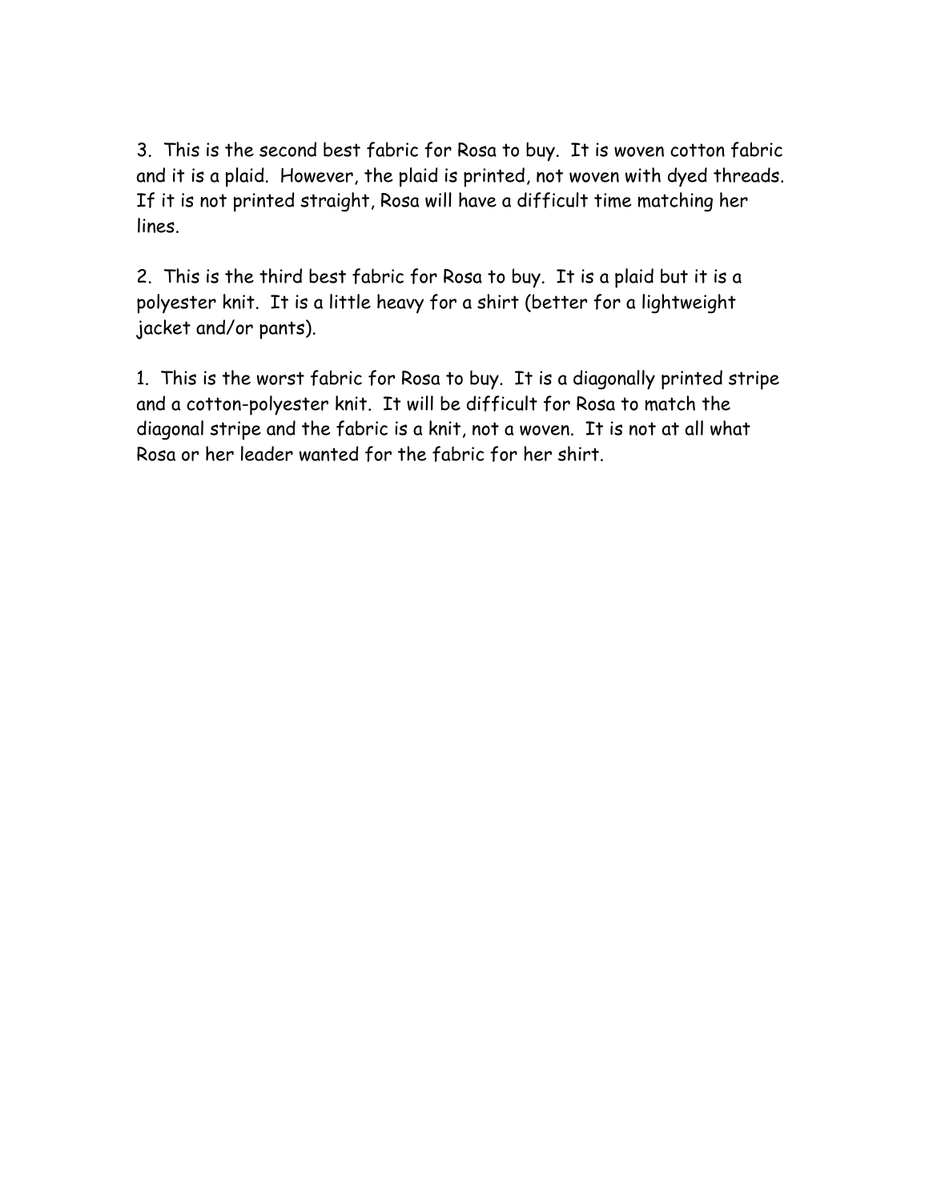3. This is the second best fabric for Rosa to buy. It is woven cotton fabric and it is a plaid. However, the plaid is printed, not woven with dyed threads. If it is not printed straight, Rosa will have a difficult time matching her lines.

2. This is the third best fabric for Rosa to buy. It is a plaid but it is a polyester knit. It is a little heavy for a shirt (better for a lightweight jacket and/or pants).

1. This is the worst fabric for Rosa to buy. It is a diagonally printed stripe and a cotton-polyester knit. It will be difficult for Rosa to match the diagonal stripe and the fabric is a knit, not a woven. It is not at all what Rosa or her leader wanted for the fabric for her shirt.